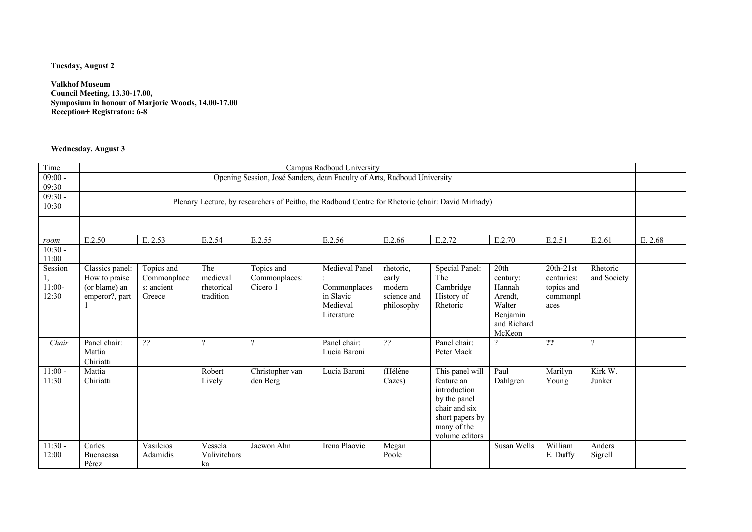**Tuesday, August 2**

**Valkhof Museum**
**Council Meeting, 13.30-17.00,**
**Symposium in honour of Marjorie Woods, 14.00-17.00**
**Reception+ Registraton: 6-8**

**Wednesday. August 3**

| Time | Campus Radboud University | | | | | | | | | | |
|---|---|---|---|---|---|---|---|---|---|---|---|
| 09:00 - 09:30 | Opening Session, José Sanders, dean Faculty of Arts, Radboud University | | | | | | | | | | |
| 09:30 - 10:30 | Plenary Lecture, by researchers of Peitho, the Radboud Centre for Rhetoric (chair: David Mirhady) | | | | | | | | | | |
| | | | | | | | | | | | |
| *room* | E.2.50 | E. 2.53 | E.2.54 | E.2.55 | E.2.56 | E.2.66 | E.2.72 | E.2.70 | E.2.51 | E.2.61 | E. 2.68 |
| 10:30 - 11:00 | | | | | | | | | | | |
| Session 1, 11:00-12:30 | Classics panel: How to praise (or blame) an emperor?, part 1 | Topics and Commonplace s: ancient Greece | The medieval rhetorical tradition | Topics and Commonplaces: Cicero 1 | Medieval Panel : Commonplaces in Slavic Medieval Literature | rhetoric, early modern science and philosophy | Special Panel: The Cambridge History of Rhetoric | 20th century: Hannah Arendt, Walter Benjamin and Richard McKeon | 20th-21st centuries: topics and commonpl aces | Rhetoric and Society | |
| *Chair* | Panel chair: Mattia Chiriatti | ?? | ? | ? | Panel chair: Lucia Baroni | ?? | Panel chair: Peter Mack | ? | **??** | ? | |
| 11:00 - 11:30 | Mattia Chiriatti | | Robert Lively | Christopher van den Berg | Lucia Baroni | (Hélène Cazes) | This panel will feature an introduction by the panel chair and six short papers by many of the volume editors | Paul Dahlgren | Marilyn Young | Kirk W. Junker | |
| 11:30 - 12:00 | Carles Buenacasa Pérez | Vasileios Adamidis | Vessela Valivitchars ka | Jaewon Ahn | Irena Plaovic | Megan Poole | | Susan Wells | William E. Duffy | Anders Sigrell | |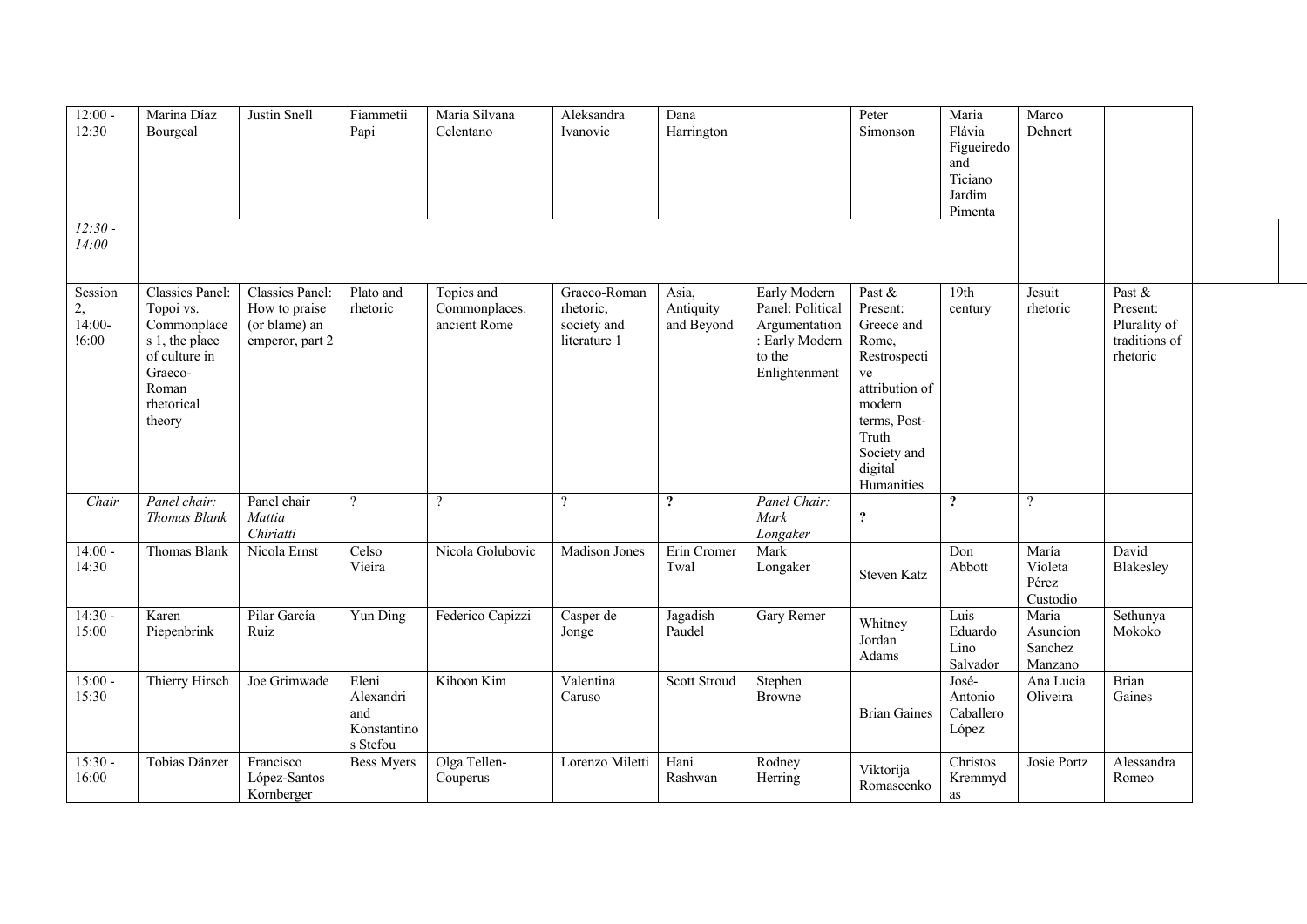| 12:00 - 12:30 | Marina Díaz Bourgeal | Justin Snell | Fiammetii Papi | Maria Silvana Celentano | Aleksandra Ivanovic | Dana Harrington | | Peter Simonson | Maria Flávia Figueiredo and Ticiano Jardim Pimenta | Marco Dehnert | |
|---|---|---|---|---|---|---|---|---|---|---|---|
| *12:30 - 14:00* | | | | | | | | | | | |
| Session 2, 14:00- !6:00 | Classics Panel: Topoi vs. Commonplaces 1, the place of culture in Graeco-Roman rhetorical theory | Classics Panel: How to praise (or blame) an emperor, part 2 | Plato and rhetoric | Topics and Commonplaces: ancient Rome | Graeco-Roman rhetoric, society and literature 1 | Asia, Antiquity and Beyond | Early Modern Panel: Political Argumentation: Early Modern to the Enlightenment | Past & Present: Greece and Rome, Restrospective attribution of modern terms, Post-Truth Society and digital Humanities | 19th century | Jesuit rhetoric | Past & Present: Plurality of traditions of rhetoric |
| *Chair* | *Panel chair: Thomas Blank* | Panel chair *Mattia Chiriatti* | ? | ? | ? | **?** | *Panel Chair: Mark Longaker* | **?** | **?** | ? | |
| 14:00 - 14:30 | Thomas Blank | Nicola Ernst | Celso Vieira | Nicola Golubovic | Madison Jones | Erin Cromer Twal | Mark Longaker | Steven Katz | Don Abbott | María Violeta Pérez Custodio | David Blakesley |
| 14:30 - 15:00 | Karen Piepenbrink | Pilar García Ruiz | Yun Ding | Federico Capizzi | Casper de Jonge | Jagadish Paudel | Gary Remer | Whitney Jordan Adams | Luis Eduardo Lino Salvador | Maria Asuncion Sanchez Manzano | Sethunya Mokoko |
| 15:00 - 15:30 | Thierry Hirsch | Joe Grimwade | Eleni Alexandri and Konstantinos Stefou | Kihoon Kim | Valentina Caruso | Scott Stroud | Stephen Browne | Brian Gaines | José-Antonio Caballero López | Ana Lucia Oliveira | Brian Gaines |
| 15:30 - 16:00 | Tobias Dänzer | Francisco López-Santos Kornberger | Bess Myers | Olga Tellen-Couperus | Lorenzo Miletti | Hani Rashwan | Rodney Herring | Viktorija Romascenko | Christos Kremmydas | Josie Portz | Alessandra Romeo |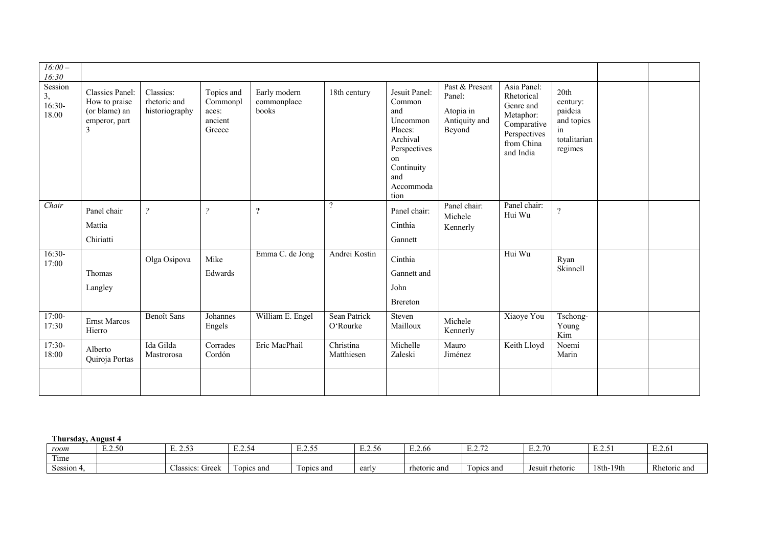| *16:00 – 16:30* | | | | | | | | | | | |
|---|---|---|---|---|---|---|---|---|---|---|---|
| Session 3, 16:30-18.00 | Classics Panel: How to praise (or blame) an emperor, part 3 | Classics: rhetoric and historiography | Topics and Commonplaces: ancient Greece | Early modern commonplace books | 18th century | Jesuit Panel: Common and Uncommon Places: Archival Perspectives on Continuity and Accommodation | Past & Present Panel: Atopia in Antiquity and Beyond | Asia Panel: Rhetorical Genre and Metaphor: Comparative Perspectives from China and India | 20th century: paideia and topics in totalitarian regimes | | |
| *Chair* | Panel chair Mattia Chiriatti | *?* | *?* | **?** | ? | Panel chair: Cinthia Gannett | Panel chair: Michele Kennerly | Panel chair: Hui Wu | ? | | |
| 16:30-17:00 | Thomas Langley | Olga Osipova | Mike Edwards | Emma C. de Jong | Andrei Kostin | Cinthia Gannett and John Brereton | | Hui Wu | Ryan Skinnell | | |
| 17:00-17:30 | Ernst Marcos Hierro | Benoît Sans | Johannes Engels | William E. Engel | Sean Patrick O'Rourke | Steven Mailloux | Michele Kennerly | Xiaoye You | Tschong-Young Kim | | |
| 17:30-18:00 | Alberto Quiroja Portas | Ida Gilda Mastrorosa | Corrades Cordón | Eric MacPhail | Christina Matthiesen | Michelle Zaleski | Mauro Jiménez | Keith Lloyd | Noemi Marin | | |
| | | | | | | | | | | | |

**Thursday, August 4**

| *room* | E.2.50 | E. 2.53 | E.2.54 | E.2.55 | E.2.56 | E.2.66 | E.2.72 | E.2.70 | E.2.51 | E.2.61 |
|---|---|---|---|---|---|---|---|---|---|---|
| Time | | | | | | | | | | |
| Session 4, | | Classics: Greek | Topics and | Topics and | early | rhetoric and | Topics and | Jesuit rhetoric | 18th-19th | Rhetoric and |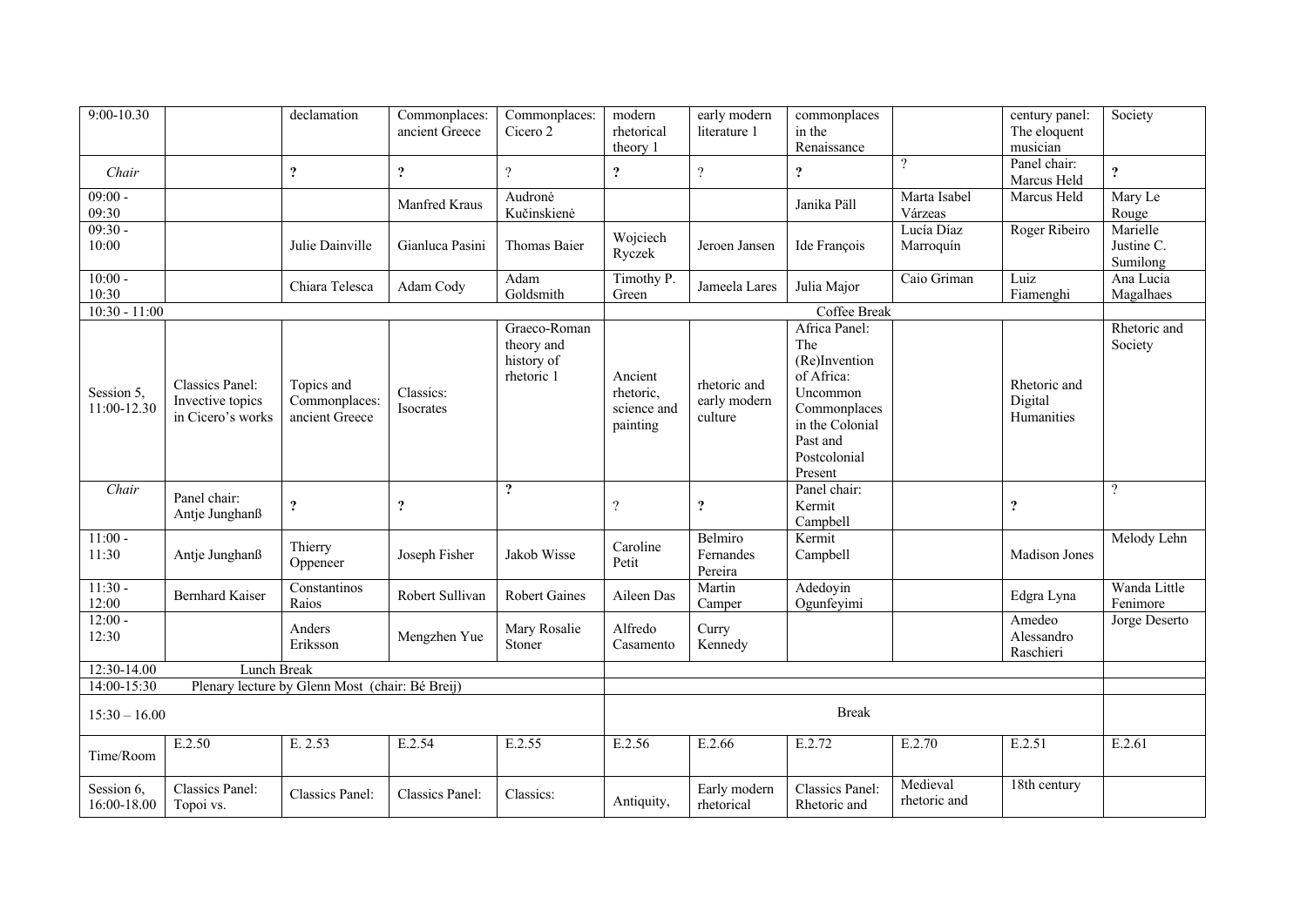| 9:00-10.30 | | declamation | Commonplaces: ancient Greece | Commonplaces: Cicero 2 | modern rhetorical theory 1 | early modern literature 1 | commonplaces in the Renaissance | | century panel: The eloquent musician | Society |
|---|---|---|---|---|---|---|---|---|---|---|
| *Chair* | | **?** | **?** | ? | **?** | ? | **?** | ? | Panel chair: Marcus Held | **?** |
| 09:00 - 09:30 | | | Manfred Kraus | Audronė Kučinskienė | | | Janika Päll | Marta Isabel Várzeas | Marcus Held | Mary Le Rouge |
| 09:30 - 10:00 | | Julie Dainville | Gianluca Pasini | Thomas Baier | Wojciech Ryczek | Jeroen Jansen | Ide François | Lucía Díaz Marroquín | Roger Ribeiro | Marielle Justine C. Sumilong |
| 10:00 - 10:30 | | Chiara Telesca | Adam Cody | Adam Goldsmith | Timothy P. Green | Jameela Lares | Julia Major | Caio Griman | Luiz Fiamenghi | Ana Lucia Magalhaes |
| 10:30 - 11:00 | | | | | | | Coffee Break | | | |
| Session 5, 11:00-12.30 | Classics Panel: Invective topics in Cicero's works | Topics and Commonplaces: ancient Greece | Classics: Isocrates | Graeco-Roman theory and history of rhetoric 1 | Ancient rhetoric, science and painting | rhetoric and early modern culture | Africa Panel: The (Re)Invention of Africa: Uncommon Commonplaces in the Colonial Past and Postcolonial Present | | Rhetoric and Digital Humanities | Rhetoric and Society |
| *Chair* | Panel chair: Antje Junghanß | **?** | **?** | **?** | ? | **?** | Panel chair: Kermit Campbell | | **?** | ? |
| 11:00 - 11:30 | Antje Junghanß | Thierry Oppeneer | Joseph Fisher | Jakob Wisse | Caroline Petit | Belmiro Fernandes Pereira | Kermit Campbell | | Madison Jones | Melody Lehn |
| 11:30 - 12:00 | Bernhard Kaiser | Constantinos Raios | Robert Sullivan | Robert Gaines | Aileen Das | Martin Camper | Adedoyin Ogunfeyimi | | Edgra Lyna | Wanda Little Fenimore |
| 12:00 - 12:30 | | Anders Eriksson | Mengzhen Yue | Mary Rosalie Stoner | Alfredo Casamento | Curry Kennedy | | | Amedeo Alessandro Raschieri | Jorge Deserto |
| 12:30-14.00 | Lunch Break | | | | | | | | | |
| 14:00-15:30 | Plenary lecture by Glenn Most (chair: Bé Breij) | | | | | | | | | |
| 15:30 – 16.00 | | | | | | | Break | | | |
| Time/Room | E.2.50 | E. 2.53 | E.2.54 | E.2.55 | E.2.56 | E.2.66 | E.2.72 | E.2.70 | E.2.51 | E.2.61 |
| Session 6, 16:00-18.00 | Classics Panel: Topoi vs. | Classics Panel: | Classics Panel: | Classics: | Antiquity, | Early modern rhetorical | Classics Panel: Rhetoric and | Medieval rhetoric and | 18th century | |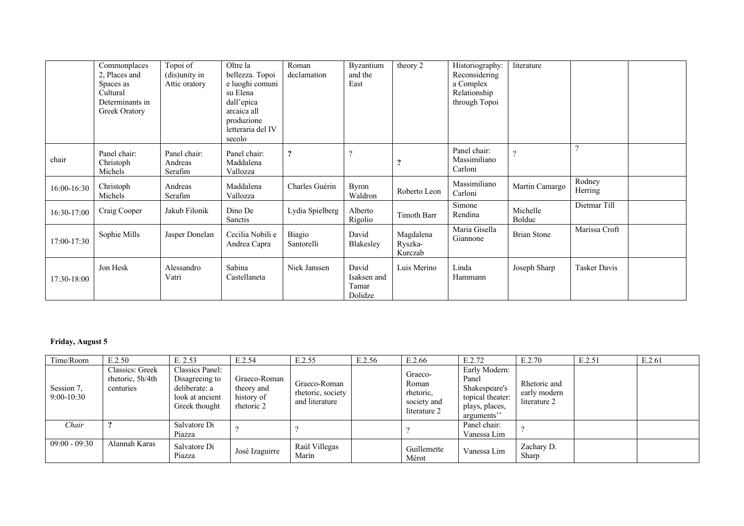| | Commonplaces 2, Places and Spaces as Cultural Determinants in Greek Oratory | Topoi of (dis)unity in Attic oratory | Oltre la bellezza. Topoi e luoghi comuni su Elena dall'epica arcaica all produzione letteraria del IV secolo | Roman declamation | Byzantium and the East | theory 2 | Historiography: Reconsidering a Complex Relationship through Topoi | literature | | |
|---|---|---|---|---|---|---|---|---|---|---|
| chair | Panel chair: Christoph Michels | Panel chair: Andreas Serafim | Panel chair: Maddalena Vallozza | **?** | ? | **?** | Panel chair: Massimiliano Carloni | ? | ? | |
| 16:00-16:30 | Christoph Michels | Andreas Serafim | Maddalena Vallozza | Charles Guérin | Byron Waldron | Roberto Leon | Massimiliano Carloni | Martin Camargo | Rodney Herring | |
| 16:30-17:00 | Craig Cooper | Jakub Filonik | Dino De Sanctis | Lydia Spielberg | Alberto Rigolio | Timoth Barr | Simone Rendina | Michelle Bolduc | Dietmar Till | |
| 17:00-17:30 | Sophie Mills | Jasper Donelan | Cecilia Nobili e Andrea Capra | Biagio Santorelli | David Blakesley | Magdalena Ryszka-Kurczab | Maria Gisella Giannone | Brian Stone | Marissa Croft | |
| 17:30-18:00 | Jon Hesk | Alessandro Vatri | Sabina Castellaneta | Niek Janssen | David Isaksen and Tamar Dolidze | Luis Merino | Linda Hammann | Joseph Sharp | Tasker Davis | |

**Friday, August 5**

| Time/Room | E.2.50 | E. 2.53 | E.2.54 | E.2.55 | E.2.56 | E.2.66 | E.2.72 | E.2.70 | E.2.51 | E.2.61 |
|---|---|---|---|---|---|---|---|---|---|---|
| Session 7, 9:00-10:30 | Classics: Greek rhetoric, 5h/4th centuries | Classics Panel: Disagreeing to deliberate: a look at ancient Greek thought | Graeco-Roman theory and history of rhetoric 2 | Graeco-Roman rhetoric, society and literature | | Graeco-Roman rhetoric, society and literature 2 | Early Modern: Panel Shakespeare's topical theater: plays, places, arguments'' | Rhetoric and early modern literature 2 | | |
| *Chair* | **?** | Salvatore Di Piazza | ? | ? | | ? | Panel chair: Vanessa Lim | ? | | |
| 09:00 - 09:30 | Alannah Karas | Salvatore Di Piazza | José Izaguirre | Raúl Villegas Marín | | Guillemette Mérot | Vanessa Lim | Zachary D. Sharp | | |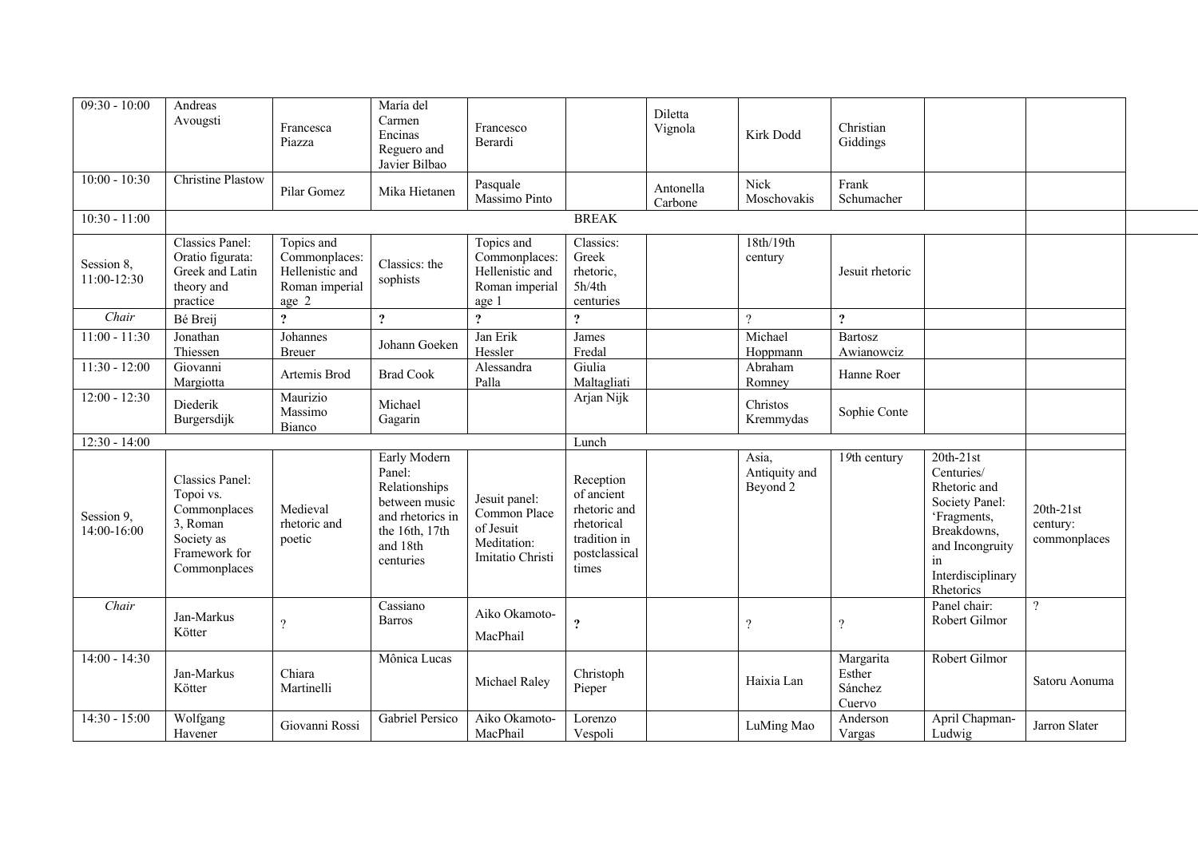| | | | | | | | | | | |
|---|---|---|---|---|---|---|---|---|---|---|
| 09:30 - 10:00 | Andreas Avougsti | Francesca Piazza | María del Carmen Encinas Reguero and Javier Bilbao | Francesco Berardi | | Diletta Vignola | Kirk Dodd | Christian Giddings | | |
| 10:00 - 10:30 | Christine Plastow | Pilar Gomez | Mika Hietanen | Pasquale Massimo Pinto | | Antonella Carbone | Nick Moschovakis | Frank Schumacher | | |
| 10:30 - 11:00 | | | | | BREAK | | | | | |
| Session 8, 11:00-12:30 | Classics Panel: Oratio figurata: Greek and Latin theory and practice | Topics and Commonplaces: Hellenistic and Roman imperial age 2 | Classics: the sophists | Topics and Commonplaces: Hellenistic and Roman imperial age 1 | Classics: Greek rhetoric, 5h/4th centuries | | 18th/19th century | Jesuit rhetoric | | |
| *Chair* | Bé Breij | **?** | **?** | **?** | **?** | | ? | **?** | | |
| 11:00 - 11:30 | Jonathan Thiessen | Johannes Breuer | Johann Goeken | Jan Erik Hessler | James Fredal | | Michael Hoppmann | Bartosz Awianowciz | | |
| 11:30 - 12:00 | Giovanni Margiotta | Artemis Brod | Brad Cook | Alessandra Palla | Giulia Maltagliati | | Abraham Romney | Hanne Roer | | |
| 12:00 - 12:30 | Diederik Burgersdijk | Maurizio Massimo Bianco | Michael Gagarin | | Arjan Nijk | | Christos Kremmydas | Sophie Conte | | |
| 12:30 - 14:00 | | | | | Lunch | | | | | |
| Session 9, 14:00-16:00 | Classics Panel: Topoi vs. Commonplaces 3, Roman Society as Framework for Commonplaces | Medieval rhetoric and poetic | Early Modern Panel: Relationships between music and rhetorics in the 16th, 17th and 18th centuries | Jesuit panel: Common Place of Jesuit Meditation: Imitatio Christi | Reception of ancient rhetoric and rhetorical tradition in postclassical times | | Asia, Antiquity and Beyond 2 | 19th century | 20th-21st Centuries/ Rhetoric and Society Panel: 'Fragments, Breakdowns, and Incongruity in Interdisciplinary Rhetorics | 20th-21st century: commonplaces |
| *Chair* | Jan-Markus Kötter | ? | Cassiano Barros | Aiko Okamoto-MacPhail | **?** | | ? | ? | Panel chair: Robert Gilmor | ? |
| 14:00 - 14:30 | Jan-Markus Kötter | Chiara Martinelli | Mônica Lucas | Michael Raley | Christoph Pieper | | Haixia Lan | Margarita Esther Sánchez Cuervo | Robert Gilmor | Satoru Aonuma |
| 14:30 - 15:00 | Wolfgang Havener | Giovanni Rossi | Gabriel Persico | Aiko Okamoto-MacPhail | Lorenzo Vespoli | | LuMing Mao | Anderson Vargas | April Chapman-Ludwig | Jarron Slater |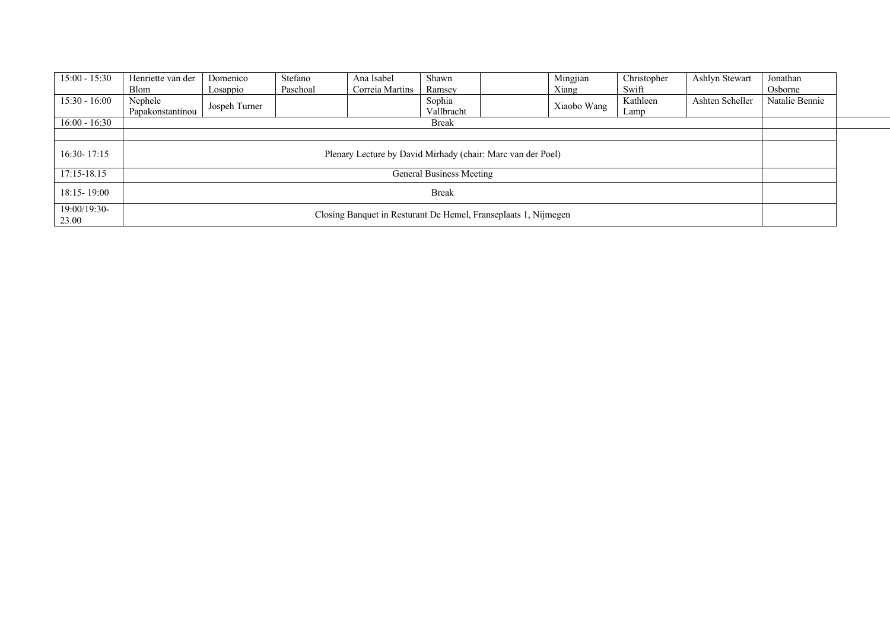| | | | | | | | | | | | |
|---|---|---|---|---|---|---|---|---|---|---|---|
| 15:00 - 15:30 | Henriette van der Blom | Domenico Losappio | Stefano Paschoal | Ana Isabel Correia Martins | Shawn Ramsey | | Mingjian Xiang | Christopher Swift | Ashlyn Stewart | Jonathan Osborne | |
| 15:30 - 16:00 | Nephele Papakonstantinou | Jospeh Turner | | | Sophia Vallbracht | | Xiaobo Wang | Kathleen Lamp | Ashten Scheller | Natalie Bennie | |
| 16:00 - 16:30 | Break | | | | | | | | | | |
| | | | | | | | | | | | |
| 16:30- 17:15 | Plenary Lecture by David Mirhady (chair: Marc van der Poel) | | | | | | | | | | |
| 17:15-18.15 | General Business Meeting | | | | | | | | | | |
| 18:15- 19:00 | Break | | | | | | | | | | |
| 19:00/19:30-23.00 | Closing Banquet in Resturant De Hemel, Franseplaats 1, Nijmegen | | | | | | | | | | |